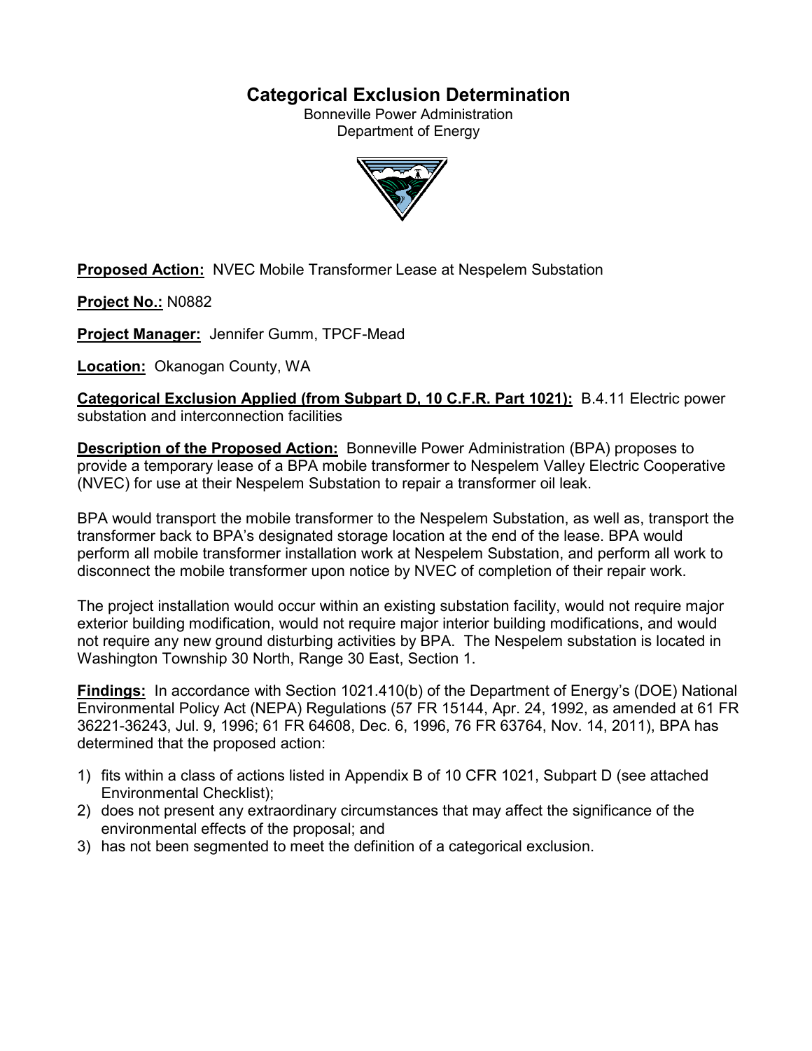# Categorical Exclusion Determination

Bonneville Power Administration
Department of Energy

**Proposed Action:** NVEC Mobile Transformer Lease at Nespelem Substation

**Project No.:** N0882

**Project Manager:** Jennifer Gumm, TPCF-Mead

**Location:** Okanogan County, WA

**Categorical Exclusion Applied (from Subpart D, 10 C.F.R. Part 1021):** B.4.11 Electric power substation and interconnection facilities

**Description of the Proposed Action:** Bonneville Power Administration (BPA) proposes to provide a temporary lease of a BPA mobile transformer to Nespelem Valley Electric Cooperative (NVEC) for use at their Nespelem Substation to repair a transformer oil leak.

BPA would transport the mobile transformer to the Nespelem Substation, as well as, transport the transformer back to BPA's designated storage location at the end of the lease. BPA would perform all mobile transformer installation work at Nespelem Substation, and perform all work to disconnect the mobile transformer upon notice by NVEC of completion of their repair work.

The project installation would occur within an existing substation facility, would not require major exterior building modification, would not require major interior building modifications, and would not require any new ground disturbing activities by BPA. The Nespelem substation is located in Washington Township 30 North, Range 30 East, Section 1.

**Findings:** In accordance with Section 1021.410(b) of the Department of Energy's (DOE) National Environmental Policy Act (NEPA) Regulations (57 FR 15144, Apr. 24, 1992, as amended at 61 FR 36221-36243, Jul. 9, 1996; 61 FR 64608, Dec. 6, 1996, 76 FR 63764, Nov. 14, 2011), BPA has determined that the proposed action:

1) fits within a class of actions listed in Appendix B of 10 CFR 1021, Subpart D (see attached Environmental Checklist);
2) does not present any extraordinary circumstances that may affect the significance of the environmental effects of the proposal; and
3) has not been segmented to meet the definition of a categorical exclusion.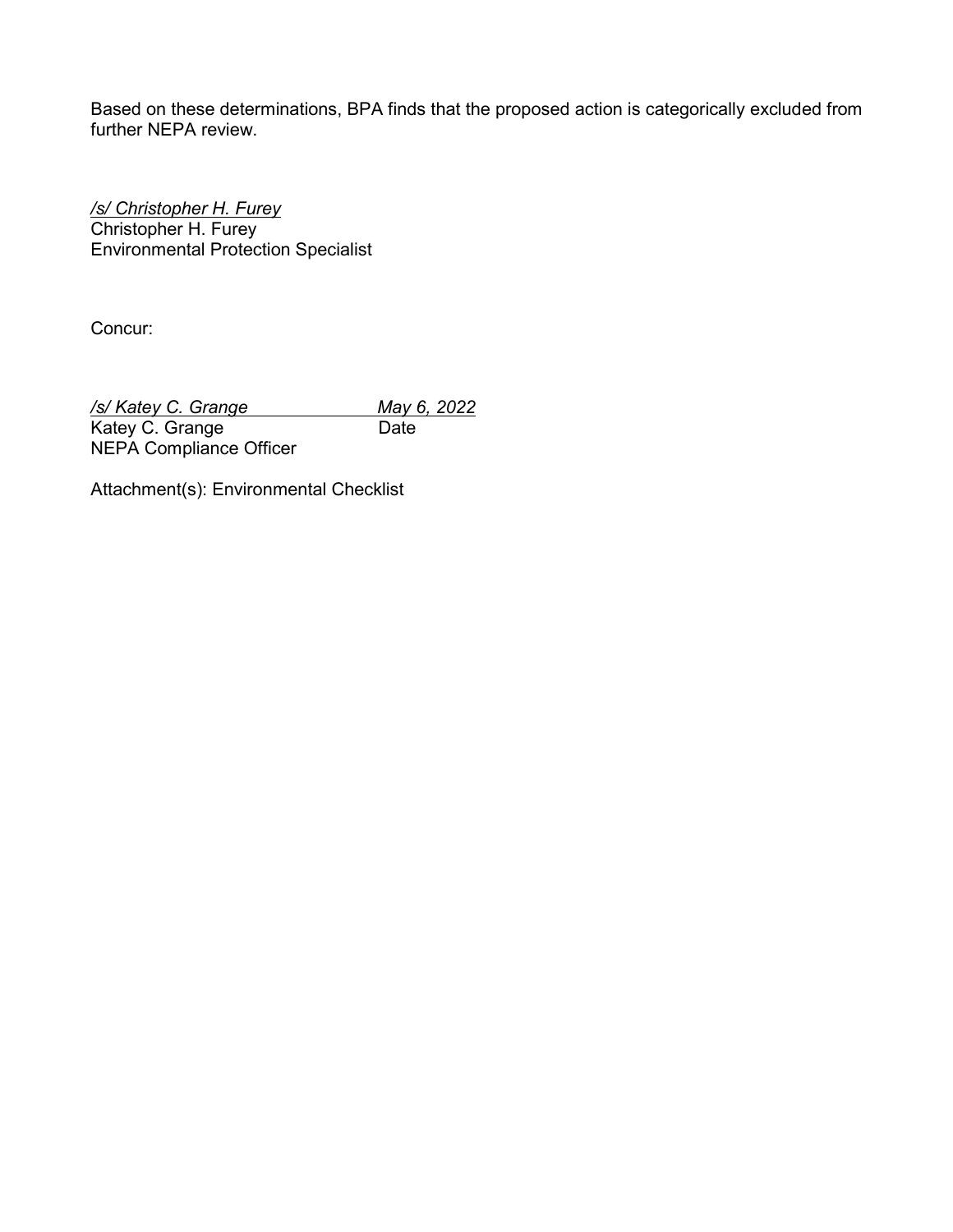Based on these determinations, BPA finds that the proposed action is categorically excluded from further NEPA review.

*/s/ Christopher H. Furey*
Christopher H. Furey
Environmental Protection Specialist

Concur:

*/s/ Katey C. Grange* *May 6, 2022*
Katey C. Grange Date
NEPA Compliance Officer

Attachment(s): Environmental Checklist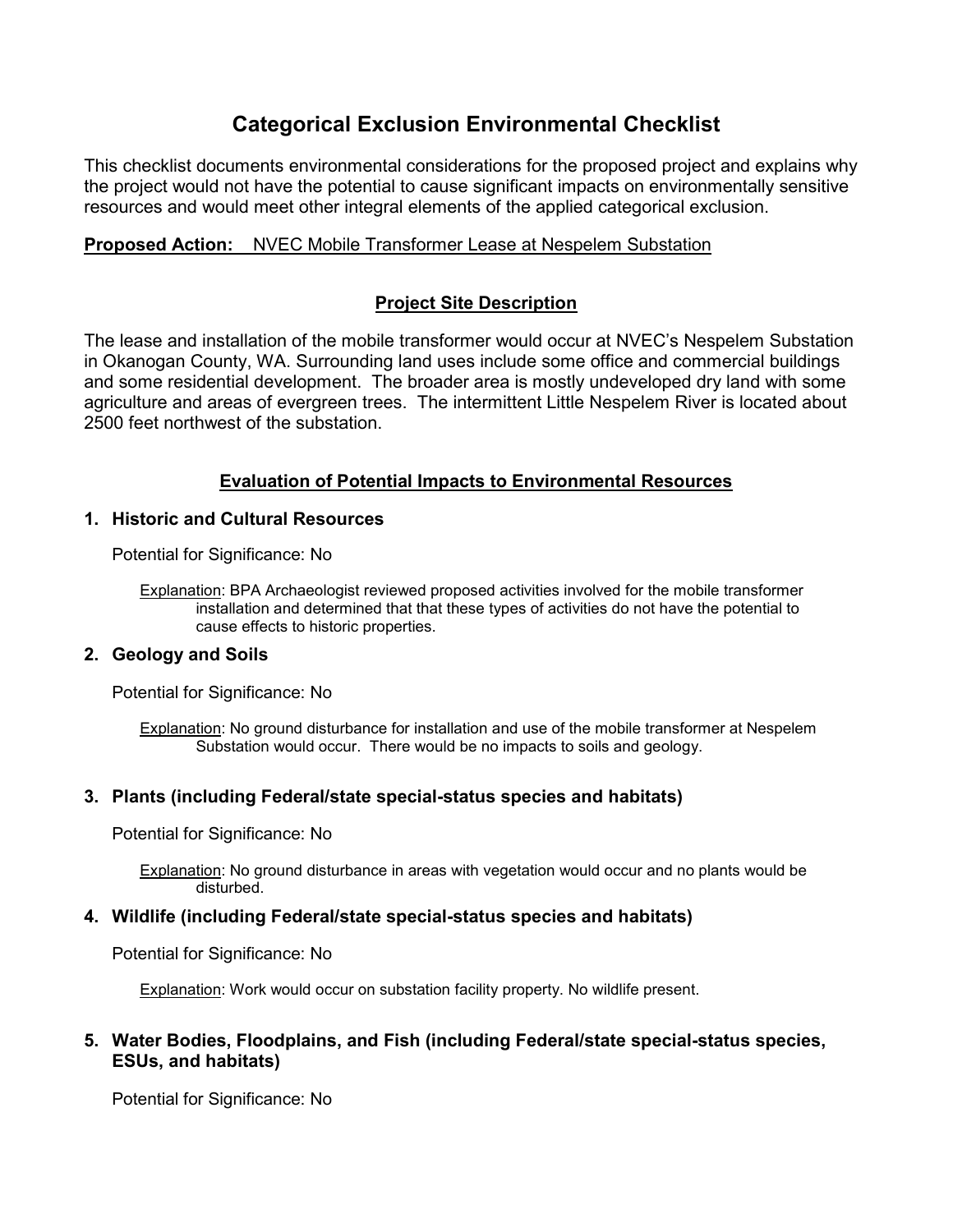# Categorical Exclusion Environmental Checklist

This checklist documents environmental considerations for the proposed project and explains why the project would not have the potential to cause significant impacts on environmentally sensitive resources and would meet other integral elements of the applied categorical exclusion.

**Proposed Action:** NVEC Mobile Transformer Lease at Nespelem Substation

## Project Site Description

The lease and installation of the mobile transformer would occur at NVEC's Nespelem Substation in Okanogan County, WA. Surrounding land uses include some office and commercial buildings and some residential development. The broader area is mostly undeveloped dry land with some agriculture and areas of evergreen trees. The intermittent Little Nespelem River is located about 2500 feet northwest of the substation.

## Evaluation of Potential Impacts to Environmental Resources

### 1. Historic and Cultural Resources

Potential for Significance: No

Explanation: BPA Archaeologist reviewed proposed activities involved for the mobile transformer installation and determined that that these types of activities do not have the potential to cause effects to historic properties.

### 2. Geology and Soils

Potential for Significance: No

Explanation: No ground disturbance for installation and use of the mobile transformer at Nespelem Substation would occur. There would be no impacts to soils and geology.

### 3. Plants (including Federal/state special-status species and habitats)

Potential for Significance: No

Explanation: No ground disturbance in areas with vegetation would occur and no plants would be disturbed.

### 4. Wildlife (including Federal/state special-status species and habitats)

Potential for Significance: No

Explanation: Work would occur on substation facility property. No wildlife present.

### 5. Water Bodies, Floodplains, and Fish (including Federal/state special-status species, ESUs, and habitats)

Potential for Significance: No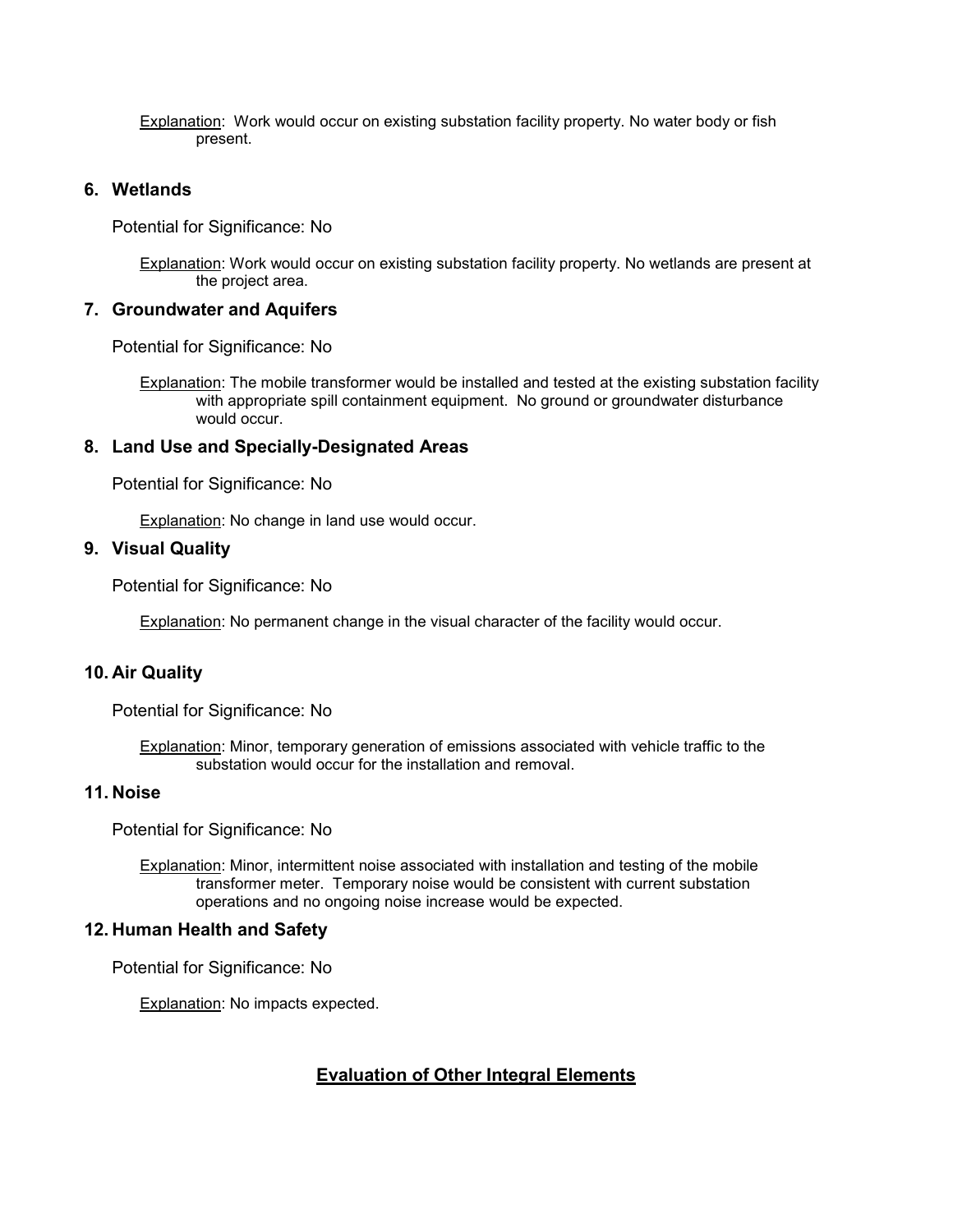<u>Explanation</u>: Work would occur on existing substation facility property. No water body or fish present.

## 6. Wetlands

Potential for Significance: No

<u>Explanation</u>: Work would occur on existing substation facility property. No wetlands are present at the project area.

## 7. Groundwater and Aquifers

Potential for Significance: No

<u>Explanation</u>: The mobile transformer would be installed and tested at the existing substation facility with appropriate spill containment equipment. No ground or groundwater disturbance would occur.

## 8. Land Use and Specially-Designated Areas

Potential for Significance: No

<u>Explanation</u>: No change in land use would occur.

## 9. Visual Quality

Potential for Significance: No

<u>Explanation</u>: No permanent change in the visual character of the facility would occur.

## 10. Air Quality

Potential for Significance: No

<u>Explanation</u>: Minor, temporary generation of emissions associated with vehicle traffic to the substation would occur for the installation and removal.

## 11. Noise

Potential for Significance: No

<u>Explanation</u>: Minor, intermittent noise associated with installation and testing of the mobile transformer meter. Temporary noise would be consistent with current substation operations and no ongoing noise increase would be expected.

## 12. Human Health and Safety

Potential for Significance: No

<u>Explanation</u>: No impacts expected.

## <u>Evaluation of Other Integral Elements</u>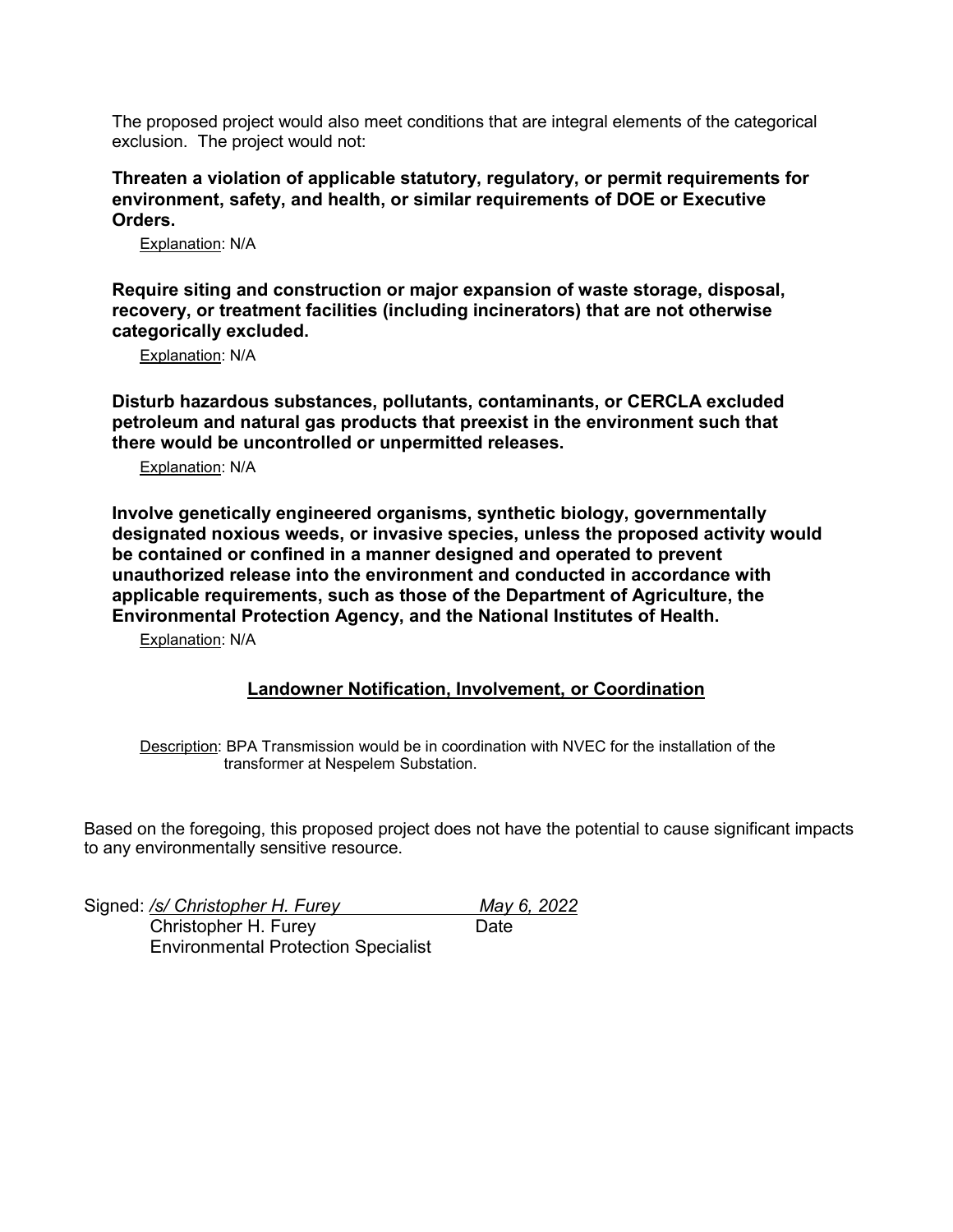The proposed project would also meet conditions that are integral elements of the categorical exclusion. The project would not:

**Threaten a violation of applicable statutory, regulatory, or permit requirements for environment, safety, and health, or similar requirements of DOE or Executive Orders.**

Explanation: N/A

**Require siting and construction or major expansion of waste storage, disposal, recovery, or treatment facilities (including incinerators) that are not otherwise categorically excluded.**

Explanation: N/A

**Disturb hazardous substances, pollutants, contaminants, or CERCLA excluded petroleum and natural gas products that preexist in the environment such that there would be uncontrolled or unpermitted releases.**

Explanation: N/A

**Involve genetically engineered organisms, synthetic biology, governmentally designated noxious weeds, or invasive species, unless the proposed activity would be contained or confined in a manner designed and operated to prevent unauthorized release into the environment and conducted in accordance with applicable requirements, such as those of the Department of Agriculture, the Environmental Protection Agency, and the National Institutes of Health.**

Explanation: N/A

## Landowner Notification, Involvement, or Coordination

Description: BPA Transmission would be in coordination with NVEC for the installation of the transformer at Nespelem Substation.

Based on the foregoing, this proposed project does not have the potential to cause significant impacts to any environmentally sensitive resource.

Signed: */s/ Christopher H. Furey* *May 6, 2022*
Christopher H. Furey Date
Environmental Protection Specialist